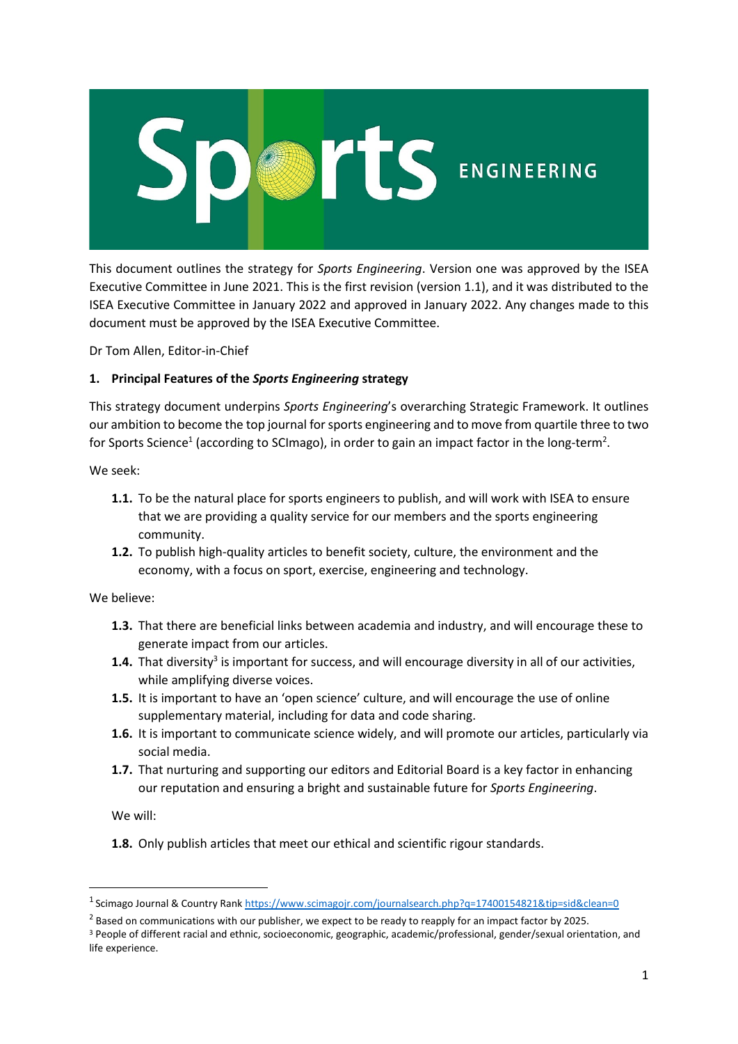This document outlines the strategy for *Sports Engineering*. Version one was approved by the ISEA Executive Committee in June 2021. This is the first revision (version 1.1), and it was distributed to the ISEA Executive Committee in January 2022 and approved in January 2022. Any changes made to this document must be approved by the ISEA Executive Committee.

Dr Tom Allen, Editor-in-Chief

## 1. Principal Features of the *Sports Engineering* strategy

This strategy document underpins *Sports Engineering*'s overarching Strategic Framework. It outlines our ambition to become the top journal for sports engineering and to move from quartile three to two for Sports Science[1] (according to SCImago), in order to gain an impact factor in the long-term[2].

We seek:

- **1.1.** To be the natural place for sports engineers to publish, and will work with ISEA to ensure that we are providing a quality service for our members and the sports engineering community.
- **1.2.** To publish high-quality articles to benefit society, culture, the environment and the economy, with a focus on sport, exercise, engineering and technology.

We believe:

- **1.3.** That there are beneficial links between academia and industry, and will encourage these to generate impact from our articles.
- **1.4.** That diversity[3] is important for success, and will encourage diversity in all of our activities, while amplifying diverse voices.
- **1.5.** It is important to have an 'open science' culture, and will encourage the use of online supplementary material, including for data and code sharing.
- **1.6.** It is important to communicate science widely, and will promote our articles, particularly via social media.
- **1.7.** That nurturing and supporting our editors and Editorial Board is a key factor in enhancing our reputation and ensuring a bright and sustainable future for *Sports Engineering*.

We will:

- **1.8.** Only publish articles that meet our ethical and scientific rigour standards.

---

[1] Scimago Journal & Country Rank https://www.scimagojr.com/journalsearch.php?q=17400154821&tip=sid&clean=0

[2] Based on communications with our publisher, we expect to be ready to reapply for an impact factor by 2025.

[3] People of different racial and ethnic, socioeconomic, geographic, academic/professional, gender/sexual orientation, and life experience.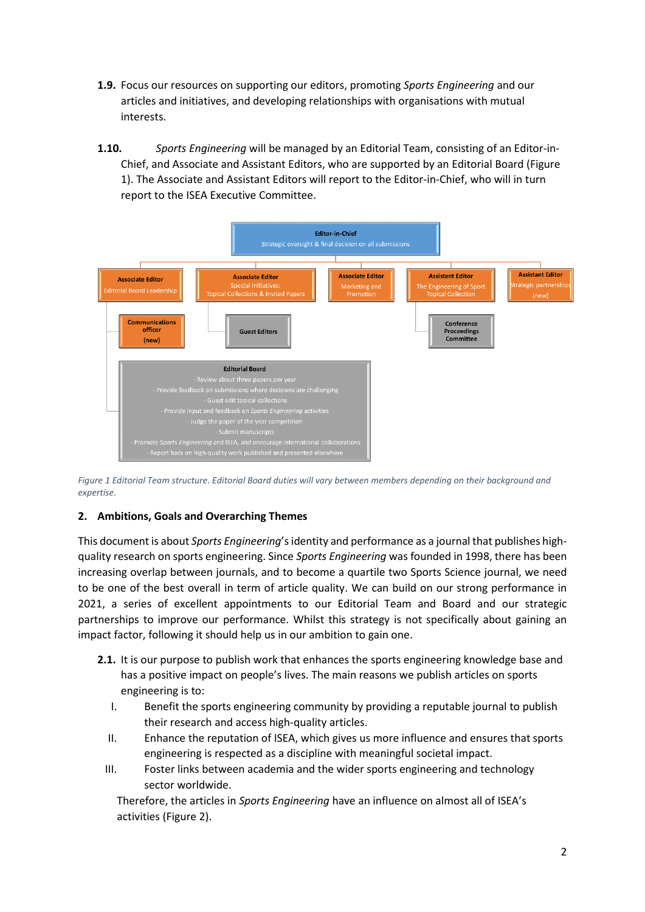**1.9.** Focus our resources on supporting our editors, promoting *Sports Engineering* and our articles and initiatives, and developing relationships with organisations with mutual interests.

**1.10.** *Sports Engineering* will be managed by an Editorial Team, consisting of an Editor-in-Chief, and Associate and Assistant Editors, who are supported by an Editorial Board (Figure 1). The Associate and Assistant Editors will report to the Editor-in-Chief, who will in turn report to the ISEA Executive Committee.

**Editor-in-Chief**
Strategic oversight & final decision on all submissions

- **Associate Editor** – Editorial Board Leadership
  - **Communications officer (new)**
  - **Editorial Board**
    - Review about three papers per year
    - Provide feedback on submissions where decisions are challenging
    - Guest edit topical collections
    - Provide input and feedback on *Sports Engineering* activities
    - Judge the paper of the year competition
    - Submit manuscripts
    - Promote *Sports Engineering* and ISEA, and encourage international collaborations
    - Report back on high-quality work published and presented elsewhere
- **Associate Editor** – Special Initiatives: Topical Collections & Invited Papers
  - **Guest Editors**
- **Associate Editor** – Marketing and Promotion
- **Assistant Editor** – The Engineering of Sport Topical Collection
  - **Conference Proceedings Committee**
- **Assistant Editor** – Strategic partnerships (new)

*Figure 1 Editorial Team structure. Editorial Board duties will vary between members depending on their background and expertise.*

## 2. Ambitions, Goals and Overarching Themes

This document is about *Sports Engineering*'s identity and performance as a journal that publishes high-quality research on sports engineering. Since *Sports Engineering* was founded in 1998, there has been increasing overlap between journals, and to become a quartile two Sports Science journal, we need to be one of the best overall in term of article quality. We can build on our strong performance in 2021, a series of excellent appointments to our Editorial Team and Board and our strategic partnerships to improve our performance. Whilst this strategy is not specifically about gaining an impact factor, following it should help us in our ambition to gain one.

**2.1.** It is our purpose to publish work that enhances the sports engineering knowledge base and has a positive impact on people's lives. The main reasons we publish articles on sports engineering is to:

I. Benefit the sports engineering community by providing a reputable journal to publish their research and access high-quality articles.

II. Enhance the reputation of ISEA, which gives us more influence and ensures that sports engineering is respected as a discipline with meaningful societal impact.

III. Foster links between academia and the wider sports engineering and technology sector worldwide.

Therefore, the articles in *Sports Engineering* have an influence on almost all of ISEA's activities (Figure 2).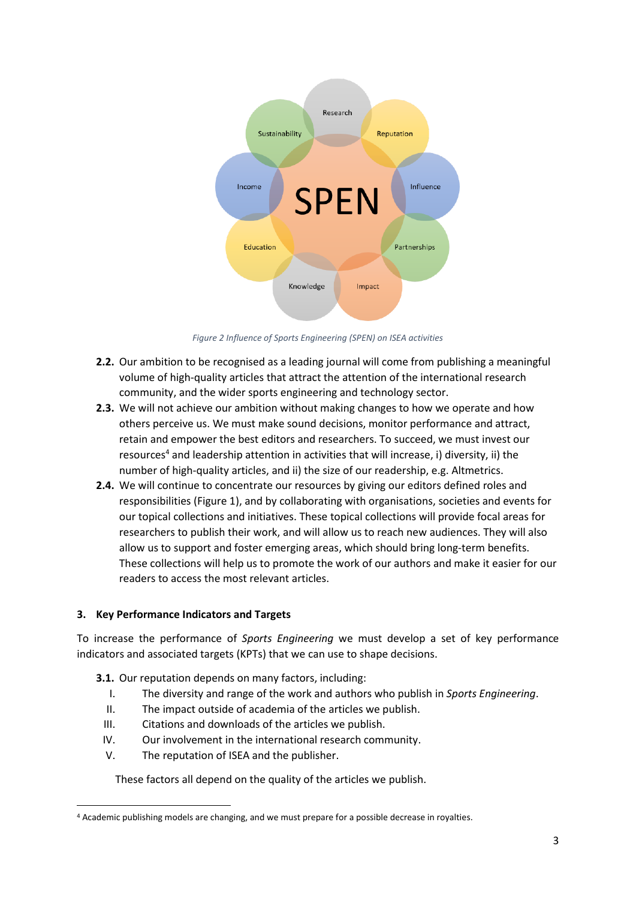*Figure 2 Influence of Sports Engineering (SPEN) on ISEA activities*

**2.2.** Our ambition to be recognised as a leading journal will come from publishing a meaningful volume of high-quality articles that attract the attention of the international research community, and the wider sports engineering and technology sector.

**2.3.** We will not achieve our ambition without making changes to how we operate and how others perceive us. We must make sound decisions, monitor performance and attract, retain and empower the best editors and researchers. To succeed, we must invest our resources[4] and leadership attention in activities that will increase, i) diversity, ii) the number of high-quality articles, and ii) the size of our readership, e.g. Altmetrics.

**2.4.** We will continue to concentrate our resources by giving our editors defined roles and responsibilities (Figure 1), and by collaborating with organisations, societies and events for our topical collections and initiatives. These topical collections will provide focal areas for researchers to publish their work, and will allow us to reach new audiences. They will also allow us to support and foster emerging areas, which should bring long-term benefits. These collections will help us to promote the work of our authors and make it easier for our readers to access the most relevant articles.

## 3. Key Performance Indicators and Targets

To increase the performance of *Sports Engineering* we must develop a set of key performance indicators and associated targets (KPTs) that we can use to shape decisions.

**3.1.** Our reputation depends on many factors, including:

I. The diversity and range of the work and authors who publish in *Sports Engineering*.
II. The impact outside of academia of the articles we publish.
III. Citations and downloads of the articles we publish.
IV. Our involvement in the international research community.
V. The reputation of ISEA and the publisher.

These factors all depend on the quality of the articles we publish.

[4] Academic publishing models are changing, and we must prepare for a possible decrease in royalties.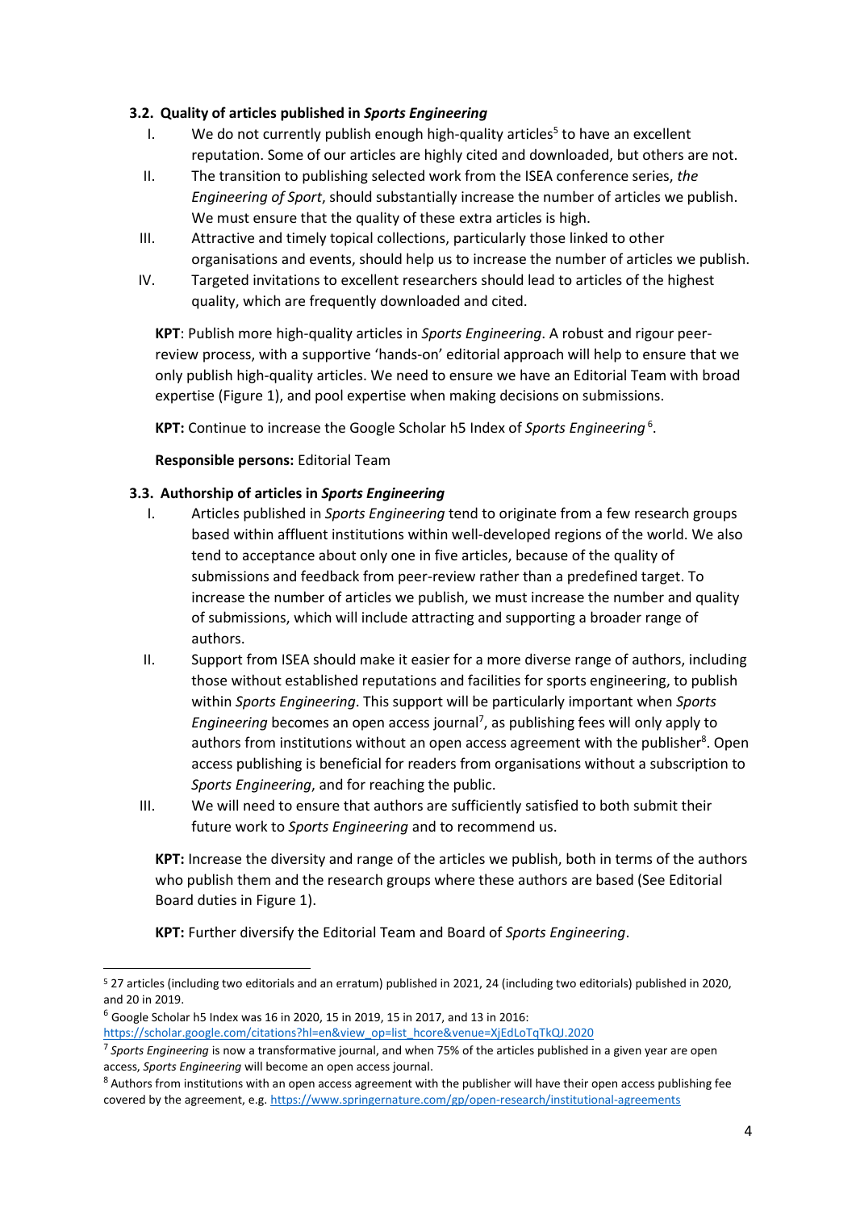### 3.2. Quality of articles published in *Sports Engineering*

I. We do not currently publish enough high-quality articles[5] to have an excellent reputation. Some of our articles are highly cited and downloaded, but others are not.

II. The transition to publishing selected work from the ISEA conference series, *the Engineering of Sport*, should substantially increase the number of articles we publish. We must ensure that the quality of these extra articles is high.

III. Attractive and timely topical collections, particularly those linked to other organisations and events, should help us to increase the number of articles we publish.

IV. Targeted invitations to excellent researchers should lead to articles of the highest quality, which are frequently downloaded and cited.

**KPT**: Publish more high-quality articles in *Sports Engineering*. A robust and rigour peer-review process, with a supportive 'hands-on' editorial approach will help to ensure that we only publish high-quality articles. We need to ensure we have an Editorial Team with broad expertise (Figure 1), and pool expertise when making decisions on submissions.

**KPT:** Continue to increase the Google Scholar h5 Index of *Sports Engineering*[6].

**Responsible persons:** Editorial Team

### 3.3. Authorship of articles in *Sports Engineering*

I. Articles published in *Sports Engineering* tend to originate from a few research groups based within affluent institutions within well-developed regions of the world. We also tend to acceptance about only one in five articles, because of the quality of submissions and feedback from peer-review rather than a predefined target. To increase the number of articles we publish, we must increase the number and quality of submissions, which will include attracting and supporting a broader range of authors.

II. Support from ISEA should make it easier for a more diverse range of authors, including those without established reputations and facilities for sports engineering, to publish within *Sports Engineering*. This support will be particularly important when *Sports Engineering* becomes an open access journal[7], as publishing fees will only apply to authors from institutions without an open access agreement with the publisher[8]. Open access publishing is beneficial for readers from organisations without a subscription to *Sports Engineering*, and for reaching the public.

III. We will need to ensure that authors are sufficiently satisfied to both submit their future work to *Sports Engineering* and to recommend us.

**KPT:** Increase the diversity and range of the articles we publish, both in terms of the authors who publish them and the research groups where these authors are based (See Editorial Board duties in Figure 1).

**KPT:** Further diversify the Editorial Team and Board of *Sports Engineering*.

---

[5] 27 articles (including two editorials and an erratum) published in 2021, 24 (including two editorials) published in 2020, and 20 in 2019.

[6] Google Scholar h5 Index was 16 in 2020, 15 in 2019, 15 in 2017, and 13 in 2016: https://scholar.google.com/citations?hl=en&view_op=list_hcore&venue=XjEdLoTqTkQJ.2020

[7] *Sports Engineering* is now a transformative journal, and when 75% of the articles published in a given year are open access, *Sports Engineering* will become an open access journal.

[8] Authors from institutions with an open access agreement with the publisher will have their open access publishing fee covered by the agreement, e.g. https://www.springernature.com/gp/open-research/institutional-agreements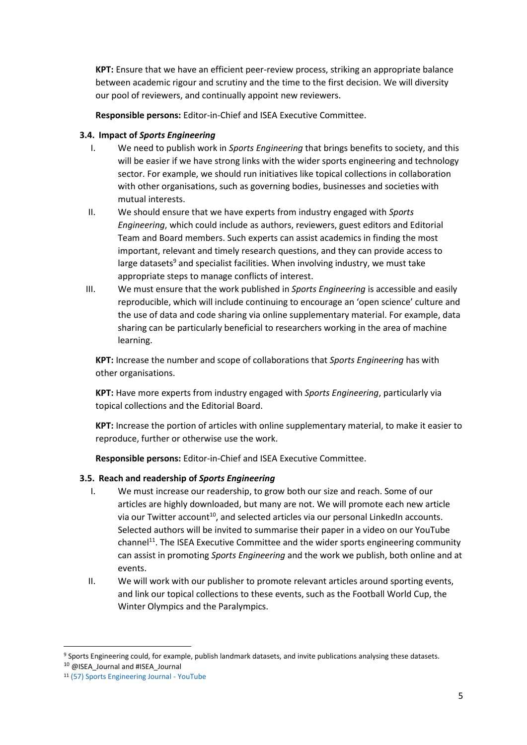**KPT:** Ensure that we have an efficient peer-review process, striking an appropriate balance between academic rigour and scrutiny and the time to the first decision. We will diversity our pool of reviewers, and continually appoint new reviewers.

**Responsible persons:** Editor-in-Chief and ISEA Executive Committee.

### 3.4. Impact of *Sports Engineering*

I. We need to publish work in *Sports Engineering* that brings benefits to society, and this will be easier if we have strong links with the wider sports engineering and technology sector. For example, we should run initiatives like topical collections in collaboration with other organisations, such as governing bodies, businesses and societies with mutual interests.

II. We should ensure that we have experts from industry engaged with *Sports Engineering*, which could include as authors, reviewers, guest editors and Editorial Team and Board members. Such experts can assist academics in finding the most important, relevant and timely research questions, and they can provide access to large datasets[9] and specialist facilities. When involving industry, we must take appropriate steps to manage conflicts of interest.

III. We must ensure that the work published in *Sports Engineering* is accessible and easily reproducible, which will include continuing to encourage an 'open science' culture and the use of data and code sharing via online supplementary material. For example, data sharing can be particularly beneficial to researchers working in the area of machine learning.

**KPT:** Increase the number and scope of collaborations that *Sports Engineering* has with other organisations.

**KPT:** Have more experts from industry engaged with *Sports Engineering*, particularly via topical collections and the Editorial Board.

**KPT:** Increase the portion of articles with online supplementary material, to make it easier to reproduce, further or otherwise use the work.

**Responsible persons:** Editor-in-Chief and ISEA Executive Committee.

### 3.5. Reach and readership of *Sports Engineering*

I. We must increase our readership, to grow both our size and reach. Some of our articles are highly downloaded, but many are not. We will promote each new article via our Twitter account[10], and selected articles via our personal LinkedIn accounts. Selected authors will be invited to summarise their paper in a video on our YouTube channel[11]. The ISEA Executive Committee and the wider sports engineering community can assist in promoting *Sports Engineering* and the work we publish, both online and at events.

II. We will work with our publisher to promote relevant articles around sporting events, and link our topical collections to these events, such as the Football World Cup, the Winter Olympics and the Paralympics.

---

[9] Sports Engineering could, for example, publish landmark datasets, and invite publications analysing these datasets.

[10] @ISEA_Journal and #ISEA_Journal

[11] (57) Sports Engineering Journal - YouTube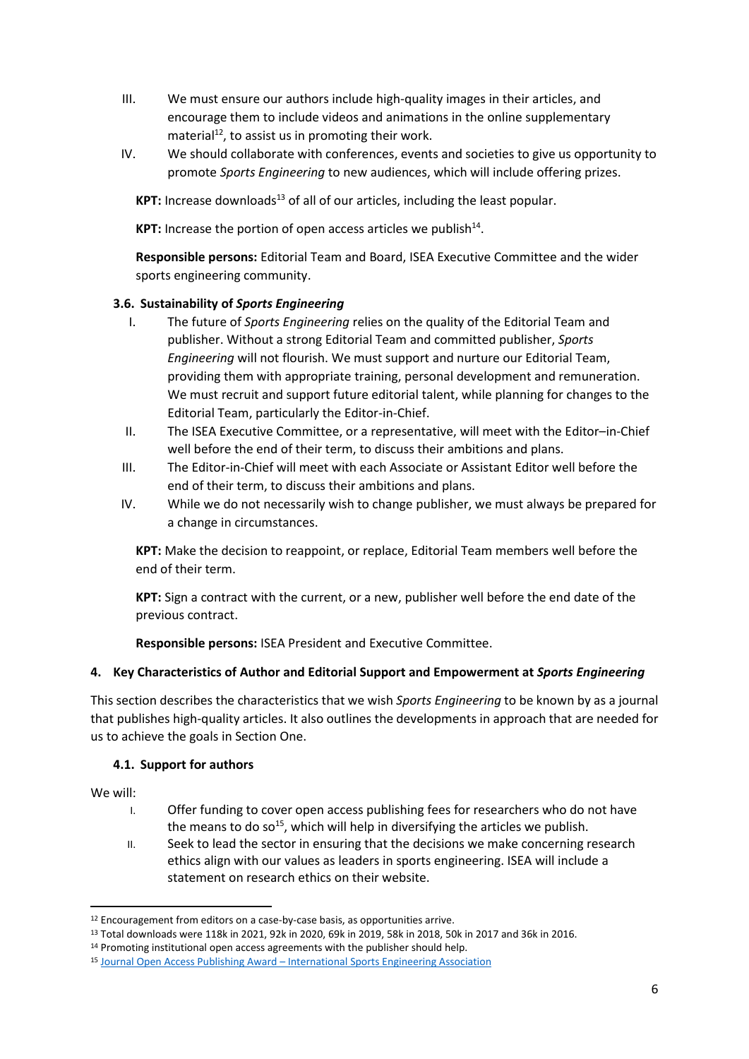III. We must ensure our authors include high-quality images in their articles, and encourage them to include videos and animations in the online supplementary material[12], to assist us in promoting their work.

IV. We should collaborate with conferences, events and societies to give us opportunity to promote *Sports Engineering* to new audiences, which will include offering prizes.

**KPT:** Increase downloads[13] of all of our articles, including the least popular.

**KPT:** Increase the portion of open access articles we publish[14].

**Responsible persons:** Editorial Team and Board, ISEA Executive Committee and the wider sports engineering community.

### 3.6. Sustainability of *Sports Engineering*

I. The future of *Sports Engineering* relies on the quality of the Editorial Team and publisher. Without a strong Editorial Team and committed publisher, *Sports Engineering* will not flourish. We must support and nurture our Editorial Team, providing them with appropriate training, personal development and remuneration. We must recruit and support future editorial talent, while planning for changes to the Editorial Team, particularly the Editor-in-Chief.

II. The ISEA Executive Committee, or a representative, will meet with the Editor–in-Chief well before the end of their term, to discuss their ambitions and plans.

III. The Editor-in-Chief will meet with each Associate or Assistant Editor well before the end of their term, to discuss their ambitions and plans.

IV. While we do not necessarily wish to change publisher, we must always be prepared for a change in circumstances.

**KPT:** Make the decision to reappoint, or replace, Editorial Team members well before the end of their term.

**KPT:** Sign a contract with the current, or a new, publisher well before the end date of the previous contract.

**Responsible persons:** ISEA President and Executive Committee.

## 4. Key Characteristics of Author and Editorial Support and Empowerment at *Sports Engineering*

This section describes the characteristics that we wish *Sports Engineering* to be known by as a journal that publishes high-quality articles. It also outlines the developments in approach that are needed for us to achieve the goals in Section One.

### 4.1. Support for authors

We will:

I. Offer funding to cover open access publishing fees for researchers who do not have the means to do so[15], which will help in diversifying the articles we publish.

II. Seek to lead the sector in ensuring that the decisions we make concerning research ethics align with our values as leaders in sports engineering. ISEA will include a statement on research ethics on their website.

---

[12] Encouragement from editors on a case-by-case basis, as opportunities arrive.

[13] Total downloads were 118k in 2021, 92k in 2020, 69k in 2019, 58k in 2018, 50k in 2017 and 36k in 2016.

[14] Promoting institutional open access agreements with the publisher should help.

[15] Journal Open Access Publishing Award – International Sports Engineering Association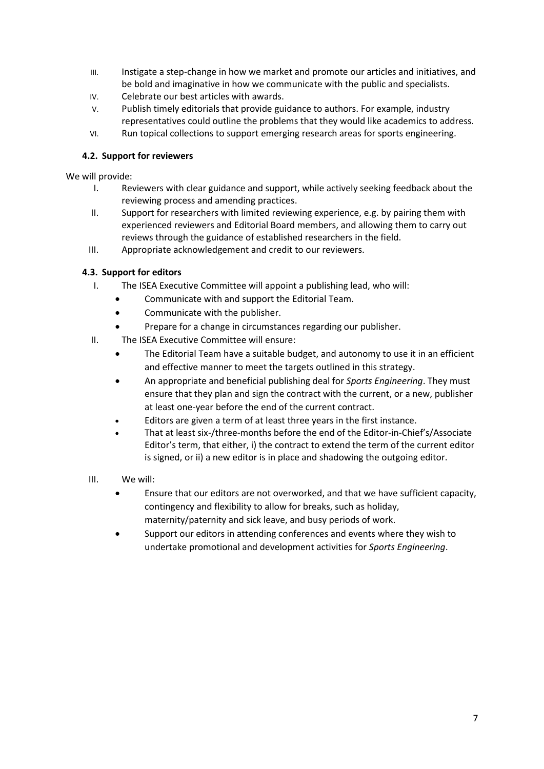III. Instigate a step-change in how we market and promote our articles and initiatives, and be bold and imaginative in how we communicate with the public and specialists.
IV. Celebrate our best articles with awards.
V. Publish timely editorials that provide guidance to authors. For example, industry representatives could outline the problems that they would like academics to address.
VI. Run topical collections to support emerging research areas for sports engineering.

### 4.2. Support for reviewers

We will provide:

I. Reviewers with clear guidance and support, while actively seeking feedback about the reviewing process and amending practices.
II. Support for researchers with limited reviewing experience, e.g. by pairing them with experienced reviewers and Editorial Board members, and allowing them to carry out reviews through the guidance of established researchers in the field.
III. Appropriate acknowledgement and credit to our reviewers.

### 4.3. Support for editors

I. The ISEA Executive Committee will appoint a publishing lead, who will:
   - Communicate with and support the Editorial Team.
   - Communicate with the publisher.
   - Prepare for a change in circumstances regarding our publisher.

II. The ISEA Executive Committee will ensure:
   - The Editorial Team have a suitable budget, and autonomy to use it in an efficient and effective manner to meet the targets outlined in this strategy.
   - An appropriate and beneficial publishing deal for *Sports Engineering*. They must ensure that they plan and sign the contract with the current, or a new, publisher at least one-year before the end of the current contract.
   - Editors are given a term of at least three years in the first instance.
   - That at least six-/three-months before the end of the Editor-in-Chief's/Associate Editor's term, that either, i) the contract to extend the term of the current editor is signed, or ii) a new editor is in place and shadowing the outgoing editor.

III. We will:
   - Ensure that our editors are not overworked, and that we have sufficient capacity, contingency and flexibility to allow for breaks, such as holiday, maternity/paternity and sick leave, and busy periods of work.
   - Support our editors in attending conferences and events where they wish to undertake promotional and development activities for *Sports Engineering*.